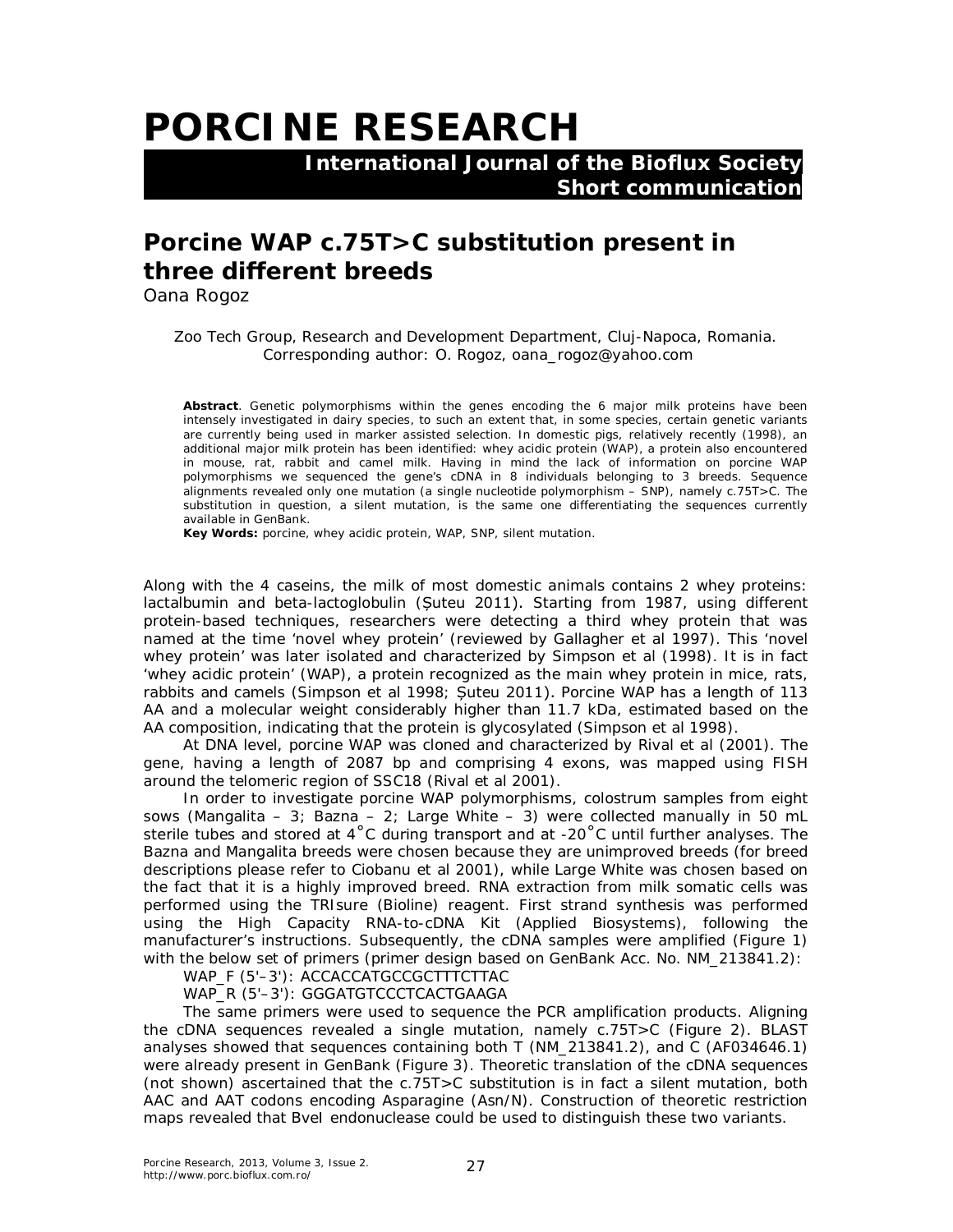# PORCINE RESEARCH

**International Journal of the Bioflux Society**
**Short communication**

## Porcine WAP c.75T>C substitution present in three different breeds

Oana Rogoz

Zoo Tech Group, Research and Development Department, Cluj-Napoca, Romania. Corresponding author: O. Rogoz, oana_rogoz@yahoo.com

**Abstract**. Genetic polymorphisms within the genes encoding the 6 major milk proteins have been intensely investigated in dairy species, to such an extent that, in some species, certain genetic variants are currently being used in marker assisted selection. In domestic pigs, relatively recently (1998), an additional major milk protein has been identified: whey acidic protein (WAP), a protein also encountered in mouse, rat, rabbit and camel milk. Having in mind the lack of information on porcine WAP polymorphisms we sequenced the gene's cDNA in 8 individuals belonging to 3 breeds. Sequence alignments revealed only one mutation (a single nucleotide polymorphism – SNP), namely c.75T>C. The substitution in question, a silent mutation, is the same one differentiating the sequences currently available in GenBank.
**Key Words:** porcine, whey acidic protein, WAP, SNP, silent mutation.

Along with the 4 caseins, the milk of most domestic animals contains 2 whey proteins: lactalbumin and beta-lactoglobulin (Șuteu 2011). Starting from 1987, using different protein-based techniques, researchers were detecting a third whey protein that was named at the time 'novel whey protein' (reviewed by Gallagher et al 1997). This 'novel whey protein' was later isolated and characterized by Simpson et al (1998). It is in fact 'whey acidic protein' (WAP), a protein recognized as the main whey protein in mice, rats, rabbits and camels (Simpson et al 1998; Șuteu 2011). Porcine WAP has a length of 113 AA and a molecular weight considerably higher than 11.7 kDa, estimated based on the AA composition, indicating that the protein is glycosylated (Simpson et al 1998).

At DNA level, porcine WAP was cloned and characterized by Rival et al (2001). The gene, having a length of 2087 bp and comprising 4 exons, was mapped using FISH around the telomeric region of SSC18 (Rival et al 2001).

In order to investigate porcine WAP polymorphisms, colostrum samples from eight sows (Mangalita – 3; Bazna – 2; Large White – 3) were collected manually in 50 mL sterile tubes and stored at 4˚C during transport and at -20˚C until further analyses. The Bazna and Mangalita breeds were chosen because they are unimproved breeds (for breed descriptions please refer to Ciobanu et al 2001), while Large White was chosen based on the fact that it is a highly improved breed. RNA extraction from milk somatic cells was performed using the TRIsure (Bioline) reagent. First strand synthesis was performed using the High Capacity RNA-to-cDNA Kit (Applied Biosystems), following the manufacturer's instructions. Subsequently, the cDNA samples were amplified (Figure 1) with the below set of primers (primer design based on GenBank Acc. No. NM_213841.2):

WAP_F (5'–3'): ACCACCATGCCGCTTTCTTAC

WAP_R (5'–3'): GGGATGTCCCTCACTGAAGA

The same primers were used to sequence the PCR amplification products. Aligning the cDNA sequences revealed a single mutation, namely c.75T>C (Figure 2). BLAST analyses showed that sequences containing both T (NM_213841.2), and C (AF034646.1) were already present in GenBank (Figure 3). Theoretic translation of the cDNA sequences (not shown) ascertained that the c.75T>C substitution is in fact a silent mutation, both AAC and AAT codons encoding Asparagine (Asn/N). Construction of theoretic restriction maps revealed that BveI endonuclease could be used to distinguish these two variants.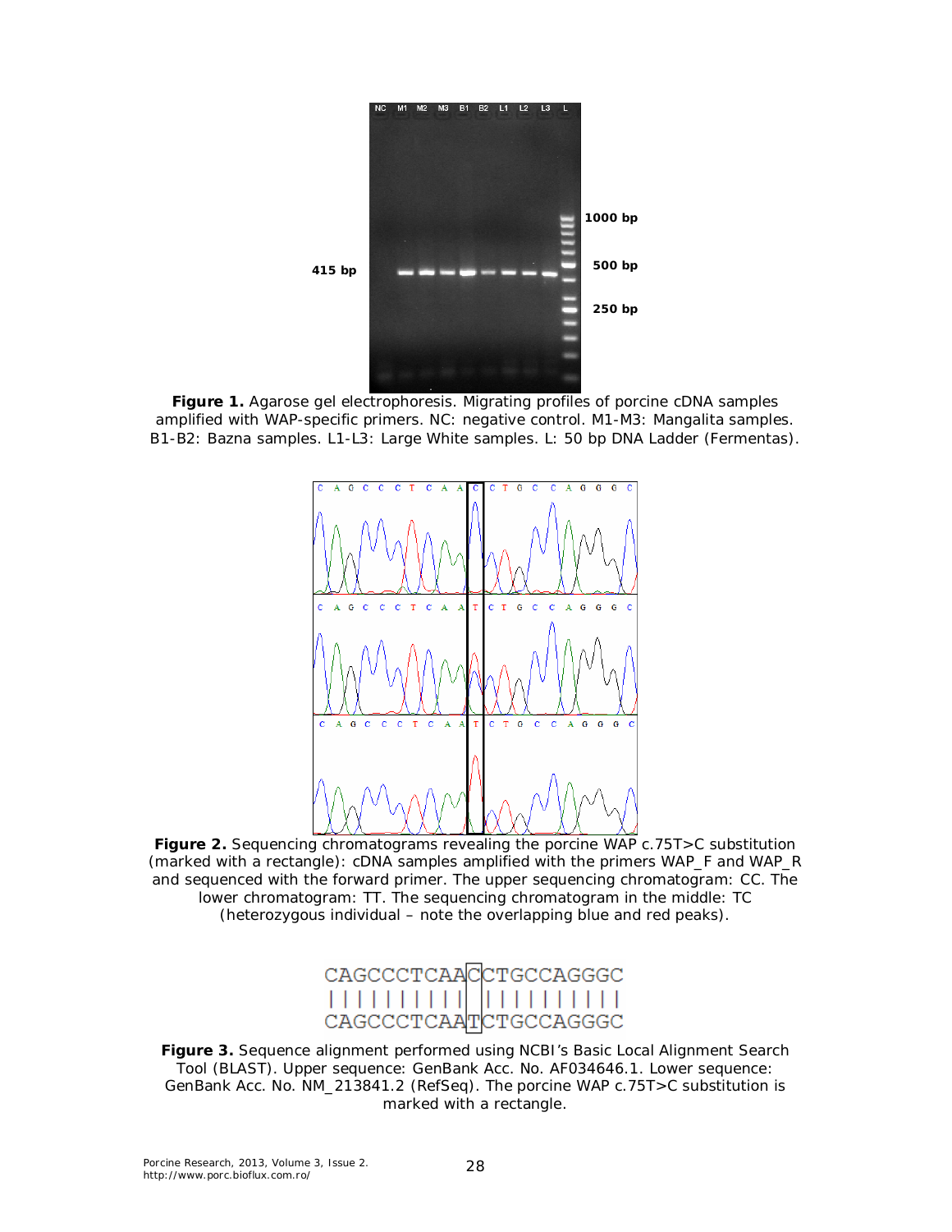**Figure 1.** Agarose gel electrophoresis. Migrating profiles of porcine cDNA samples amplified with WAP-specific primers. NC: negative control. M1-M3: Mangalita samples. B1-B2: Bazna samples. L1-L3: Large White samples. L: 50 bp DNA Ladder (Fermentas).

**Figure 2.** Sequencing chromatograms revealing the porcine WAP c.75T>C substitution (marked with a rectangle): cDNA samples amplified with the primers WAP_F and WAP_R and sequenced with the forward primer. The upper sequencing chromatogram: CC. The lower chromatogram: TT. The sequencing chromatogram in the middle: TC (heterozygous individual – note the overlapping blue and red peaks).

```
CAGCCCTCAACCTGCCAGGGC
||||||||| ||||||||||
CAGCCCTCAATCTGCCAGGGC
```

**Figure 3.** Sequence alignment performed using NCBI's Basic Local Alignment Search Tool (BLAST). Upper sequence: GenBank Acc. No. AF034646.1. Lower sequence: GenBank Acc. No. NM_213841.2 (RefSeq). The porcine WAP c.75T>C substitution is marked with a rectangle.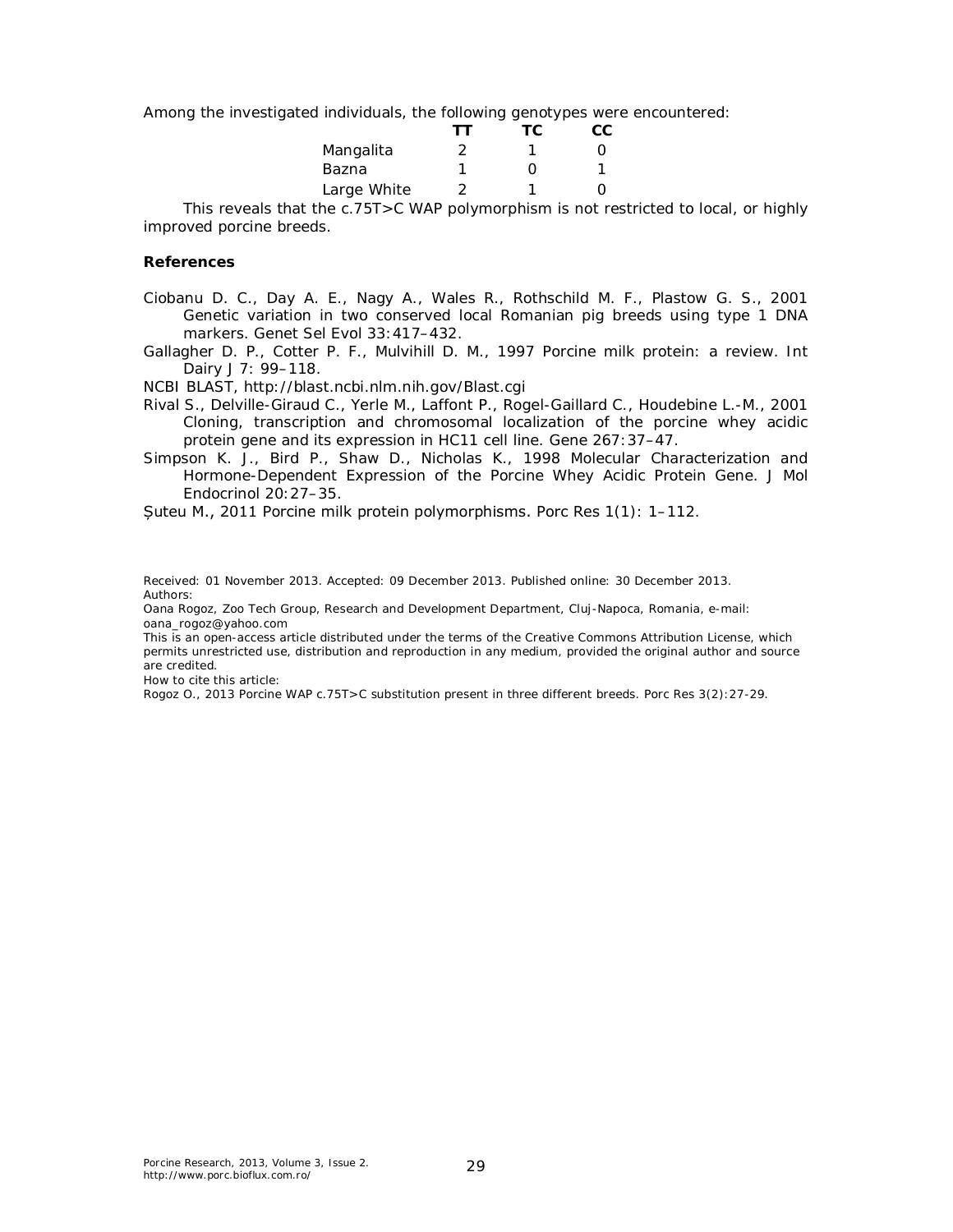Among the investigated individuals, the following genotypes were encountered:

| | TT | TC | CC |
|---|---|---|---|
| Mangalita | 2 | 1 | 0 |
| Bazna | 1 | 0 | 1 |
| Large White | 2 | 1 | 0 |

This reveals that the c.75T>C WAP polymorphism is not restricted to local, or highly improved porcine breeds.

**References**

Ciobanu D. C., Day A. E., Nagy A., Wales R., Rothschild M. F., Plastow G. S., 2001 Genetic variation in two conserved local Romanian pig breeds using type 1 DNA markers. Genet Sel Evol 33:417–432.

Gallagher D. P., Cotter P. F., Mulvihill D. M., 1997 Porcine milk protein: a review. Int Dairy J 7: 99–118.

NCBI BLAST, http://blast.ncbi.nlm.nih.gov/Blast.cgi

Rival S., Delville-Giraud C., Yerle M., Laffont P., Rogel-Gaillard C., Houdebine L.-M., 2001 Cloning, transcription and chromosomal localization of the porcine whey acidic protein gene and its expression in HC11 cell line. Gene 267:37–47.

Simpson K. J., Bird P., Shaw D., Nicholas K., 1998 Molecular Characterization and Hormone-Dependent Expression of the Porcine Whey Acidic Protein Gene. J Mol Endocrinol 20:27–35.

Șuteu M., 2011 Porcine milk protein polymorphisms. Porc Res 1(1): 1–112.

Received: 01 November 2013. Accepted: 09 December 2013. Published online: 30 December 2013.
Authors:
Oana Rogoz, Zoo Tech Group, Research and Development Department, Cluj-Napoca, Romania, e-mail: oana_rogoz@yahoo.com
This is an open-access article distributed under the terms of the Creative Commons Attribution License, which permits unrestricted use, distribution and reproduction in any medium, provided the original author and source are credited.
How to cite this article:
Rogoz O., 2013 Porcine WAP c.75T>C substitution present in three different breeds. Porc Res 3(2):27-29.